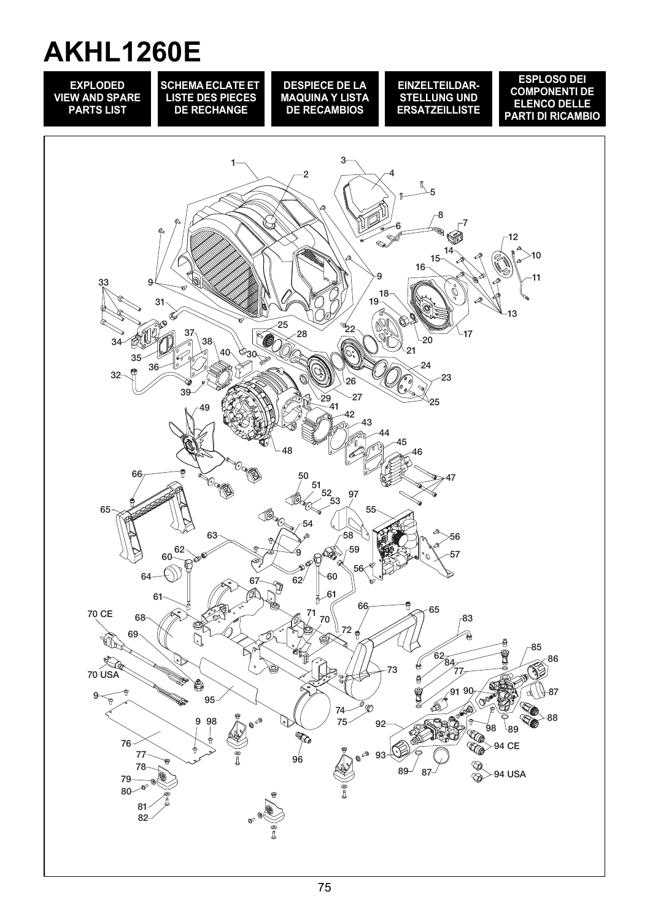# AKHL1260E

**EXPLODED VIEW AND SPARE PARTS LIST**

**SCHEMA ECLATE ET LISTE DES PIECES DE RECHANGE**

**DESPIECE DE LA MAQUINA Y LISTA DE RECAMBIOS**

**EINZELTEILDAR-STELLUNG UND ERSATZEILLISTE**

**ESPLOSO DEI COMPONENTI DE ELENCO DELLE PARTI DI RICAMBIO**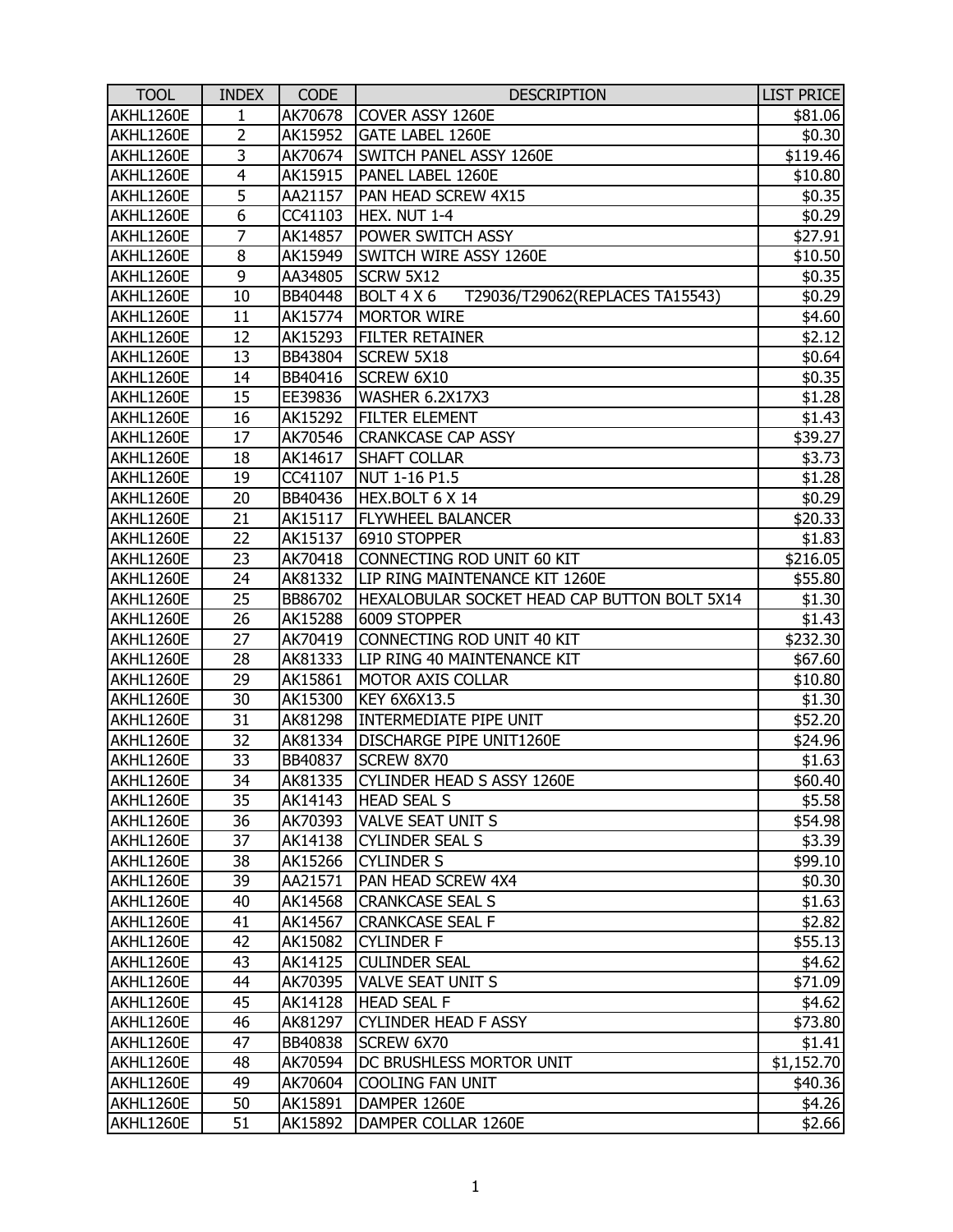| TOOL | INDEX | CODE | DESCRIPTION | LIST PRICE |
|---|---|---|---|---|
| AKHL1260E | 1 | AK70678 | COVER ASSY 1260E | $81.06 |
| AKHL1260E | 2 | AK15952 | GATE LABEL 1260E | $0.30 |
| AKHL1260E | 3 | AK70674 | SWITCH PANEL ASSY 1260E | $119.46 |
| AKHL1260E | 4 | AK15915 | PANEL LABEL 1260E | $10.80 |
| AKHL1260E | 5 | AA21157 | PAN HEAD SCREW 4X15 | $0.35 |
| AKHL1260E | 6 | CC41103 | HEX. NUT 1-4 | $0.29 |
| AKHL1260E | 7 | AK14857 | POWER SWITCH ASSY | $27.91 |
| AKHL1260E | 8 | AK15949 | SWITCH WIRE ASSY 1260E | $10.50 |
| AKHL1260E | 9 | AA34805 | SCRW 5X12 | $0.35 |
| AKHL1260E | 10 | BB40448 | BOLT 4 X 6 T29036/T29062(REPLACES TA15543) | $0.29 |
| AKHL1260E | 11 | AK15774 | MORTOR WIRE | $4.60 |
| AKHL1260E | 12 | AK15293 | FILTER RETAINER | $2.12 |
| AKHL1260E | 13 | BB43804 | SCREW 5X18 | $0.64 |
| AKHL1260E | 14 | BB40416 | SCREW 6X10 | $0.35 |
| AKHL1260E | 15 | EE39836 | WASHER 6.2X17X3 | $1.28 |
| AKHL1260E | 16 | AK15292 | FILTER ELEMENT | $1.43 |
| AKHL1260E | 17 | AK70546 | CRANKCASE CAP ASSY | $39.27 |
| AKHL1260E | 18 | AK14617 | SHAFT COLLAR | $3.73 |
| AKHL1260E | 19 | CC41107 | NUT 1-16 P1.5 | $1.28 |
| AKHL1260E | 20 | BB40436 | HEX.BOLT 6 X 14 | $0.29 |
| AKHL1260E | 21 | AK15117 | FLYWHEEL BALANCER | $20.33 |
| AKHL1260E | 22 | AK15137 | 6910 STOPPER | $1.83 |
| AKHL1260E | 23 | AK70418 | CONNECTING ROD UNIT 60 KIT | $216.05 |
| AKHL1260E | 24 | AK81332 | LIP RING MAINTENANCE KIT 1260E | $55.80 |
| AKHL1260E | 25 | BB86702 | HEXALOBULAR SOCKET HEAD CAP BUTTON BOLT 5X14 | $1.30 |
| AKHL1260E | 26 | AK15288 | 6009 STOPPER | $1.43 |
| AKHL1260E | 27 | AK70419 | CONNECTING ROD UNIT 40 KIT | $232.30 |
| AKHL1260E | 28 | AK81333 | LIP RING 40 MAINTENANCE KIT | $67.60 |
| AKHL1260E | 29 | AK15861 | MOTOR AXIS COLLAR | $10.80 |
| AKHL1260E | 30 | AK15300 | KEY 6X6X13.5 | $1.30 |
| AKHL1260E | 31 | AK81298 | INTERMEDIATE PIPE UNIT | $52.20 |
| AKHL1260E | 32 | AK81334 | DISCHARGE PIPE UNIT1260E | $24.96 |
| AKHL1260E | 33 | BB40837 | SCREW 8X70 | $1.63 |
| AKHL1260E | 34 | AK81335 | CYLINDER HEAD S ASSY 1260E | $60.40 |
| AKHL1260E | 35 | AK14143 | HEAD SEAL S | $5.58 |
| AKHL1260E | 36 | AK70393 | VALVE SEAT UNIT S | $54.98 |
| AKHL1260E | 37 | AK14138 | CYLINDER SEAL S | $3.39 |
| AKHL1260E | 38 | AK15266 | CYLINDER S | $99.10 |
| AKHL1260E | 39 | AA21571 | PAN HEAD SCREW 4X4 | $0.30 |
| AKHL1260E | 40 | AK14568 | CRANKCASE SEAL S | $1.63 |
| AKHL1260E | 41 | AK14567 | CRANKCASE SEAL F | $2.82 |
| AKHL1260E | 42 | AK15082 | CYLINDER F | $55.13 |
| AKHL1260E | 43 | AK14125 | CULINDER SEAL | $4.62 |
| AKHL1260E | 44 | AK70395 | VALVE SEAT UNIT S | $71.09 |
| AKHL1260E | 45 | AK14128 | HEAD SEAL F | $4.62 |
| AKHL1260E | 46 | AK81297 | CYLINDER HEAD F ASSY | $73.80 |
| AKHL1260E | 47 | BB40838 | SCREW 6X70 | $1.41 |
| AKHL1260E | 48 | AK70594 | DC BRUSHLESS MORTOR UNIT | $1,152.70 |
| AKHL1260E | 49 | AK70604 | COOLING FAN UNIT | $40.36 |
| AKHL1260E | 50 | AK15891 | DAMPER 1260E | $4.26 |
| AKHL1260E | 51 | AK15892 | DAMPER COLLAR 1260E | $2.66 |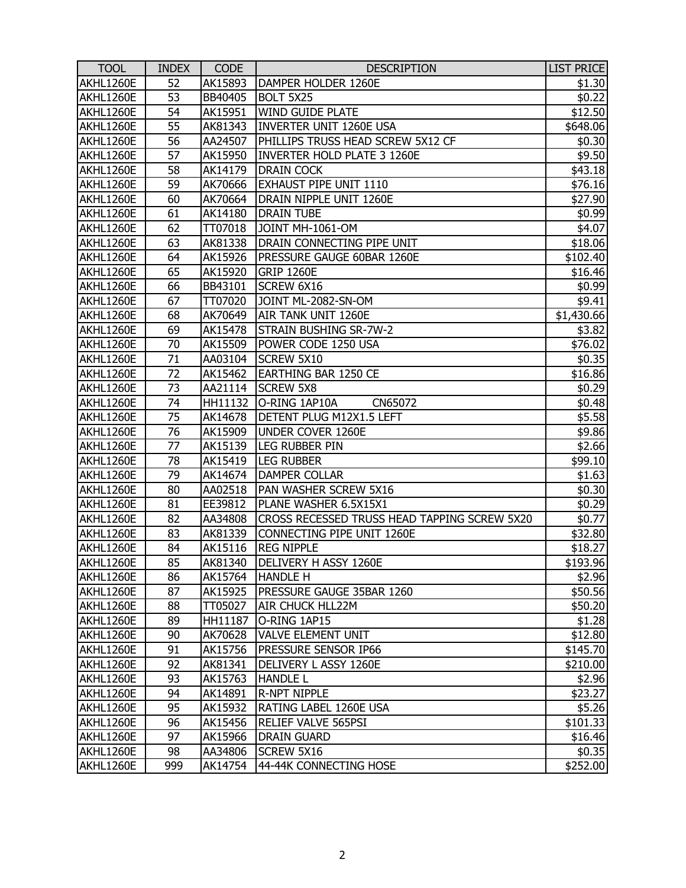| TOOL | INDEX | CODE | DESCRIPTION | LIST PRICE |
|---|---|---|---|---|
| AKHL1260E | 52 | AK15893 | DAMPER HOLDER 1260E | $1.30 |
| AKHL1260E | 53 | BB40405 | BOLT 5X25 | $0.22 |
| AKHL1260E | 54 | AK15951 | WIND GUIDE PLATE | $12.50 |
| AKHL1260E | 55 | AK81343 | INVERTER UNIT 1260E USA | $648.06 |
| AKHL1260E | 56 | AA24507 | PHILLIPS TRUSS HEAD SCREW 5X12 CF | $0.30 |
| AKHL1260E | 57 | AK15950 | INVERTER HOLD PLATE 3 1260E | $9.50 |
| AKHL1260E | 58 | AK14179 | DRAIN COCK | $43.18 |
| AKHL1260E | 59 | AK70666 | EXHAUST PIPE UNIT 1110 | $76.16 |
| AKHL1260E | 60 | AK70664 | DRAIN NIPPLE UNIT 1260E | $27.90 |
| AKHL1260E | 61 | AK14180 | DRAIN TUBE | $0.99 |
| AKHL1260E | 62 | TT07018 | JOINT MH-1061-OM | $4.07 |
| AKHL1260E | 63 | AK81338 | DRAIN CONNECTING PIPE UNIT | $18.06 |
| AKHL1260E | 64 | AK15926 | PRESSURE GAUGE 60BAR 1260E | $102.40 |
| AKHL1260E | 65 | AK15920 | GRIP 1260E | $16.46 |
| AKHL1260E | 66 | BB43101 | SCREW 6X16 | $0.99 |
| AKHL1260E | 67 | TT07020 | JOINT ML-2082-SN-OM | $9.41 |
| AKHL1260E | 68 | AK70649 | AIR TANK UNIT 1260E | $1,430.66 |
| AKHL1260E | 69 | AK15478 | STRAIN BUSHING SR-7W-2 | $3.82 |
| AKHL1260E | 70 | AK15509 | POWER CODE 1250 USA | $76.02 |
| AKHL1260E | 71 | AA03104 | SCREW 5X10 | $0.35 |
| AKHL1260E | 72 | AK15462 | EARTHING BAR 1250 CE | $16.86 |
| AKHL1260E | 73 | AA21114 | SCREW 5X8 | $0.29 |
| AKHL1260E | 74 | HH11132 | O-RING 1AP10A CN65072 | $0.48 |
| AKHL1260E | 75 | AK14678 | DETENT PLUG M12X1.5 LEFT | $5.58 |
| AKHL1260E | 76 | AK15909 | UNDER COVER 1260E | $9.86 |
| AKHL1260E | 77 | AK15139 | LEG RUBBER PIN | $2.66 |
| AKHL1260E | 78 | AK15419 | LEG RUBBER | $99.10 |
| AKHL1260E | 79 | AK14674 | DAMPER COLLAR | $1.63 |
| AKHL1260E | 80 | AA02518 | PAN WASHER SCREW 5X16 | $0.30 |
| AKHL1260E | 81 | EE39812 | PLANE WASHER 6.5X15X1 | $0.29 |
| AKHL1260E | 82 | AA34808 | CROSS RECESSED TRUSS HEAD TAPPING SCREW 5X20 | $0.77 |
| AKHL1260E | 83 | AK81339 | CONNECTING PIPE UNIT 1260E | $32.80 |
| AKHL1260E | 84 | AK15116 | REG NIPPLE | $18.27 |
| AKHL1260E | 85 | AK81340 | DELIVERY H ASSY 1260E | $193.96 |
| AKHL1260E | 86 | AK15764 | HANDLE H | $2.96 |
| AKHL1260E | 87 | AK15925 | PRESSURE GAUGE 35BAR 1260 | $50.56 |
| AKHL1260E | 88 | TT05027 | AIR CHUCK HLL22M | $50.20 |
| AKHL1260E | 89 | HH11187 | O-RING 1AP15 | $1.28 |
| AKHL1260E | 90 | AK70628 | VALVE ELEMENT UNIT | $12.80 |
| AKHL1260E | 91 | AK15756 | PRESSURE SENSOR IP66 | $145.70 |
| AKHL1260E | 92 | AK81341 | DELIVERY L ASSY 1260E | $210.00 |
| AKHL1260E | 93 | AK15763 | HANDLE L | $2.96 |
| AKHL1260E | 94 | AK14891 | R-NPT NIPPLE | $23.27 |
| AKHL1260E | 95 | AK15932 | RATING LABEL 1260E USA | $5.26 |
| AKHL1260E | 96 | AK15456 | RELIEF VALVE 565PSI | $101.33 |
| AKHL1260E | 97 | AK15966 | DRAIN GUARD | $16.46 |
| AKHL1260E | 98 | AA34806 | SCREW 5X16 | $0.35 |
| AKHL1260E | 999 | AK14754 | 44-44K CONNECTING HOSE | $252.00 |